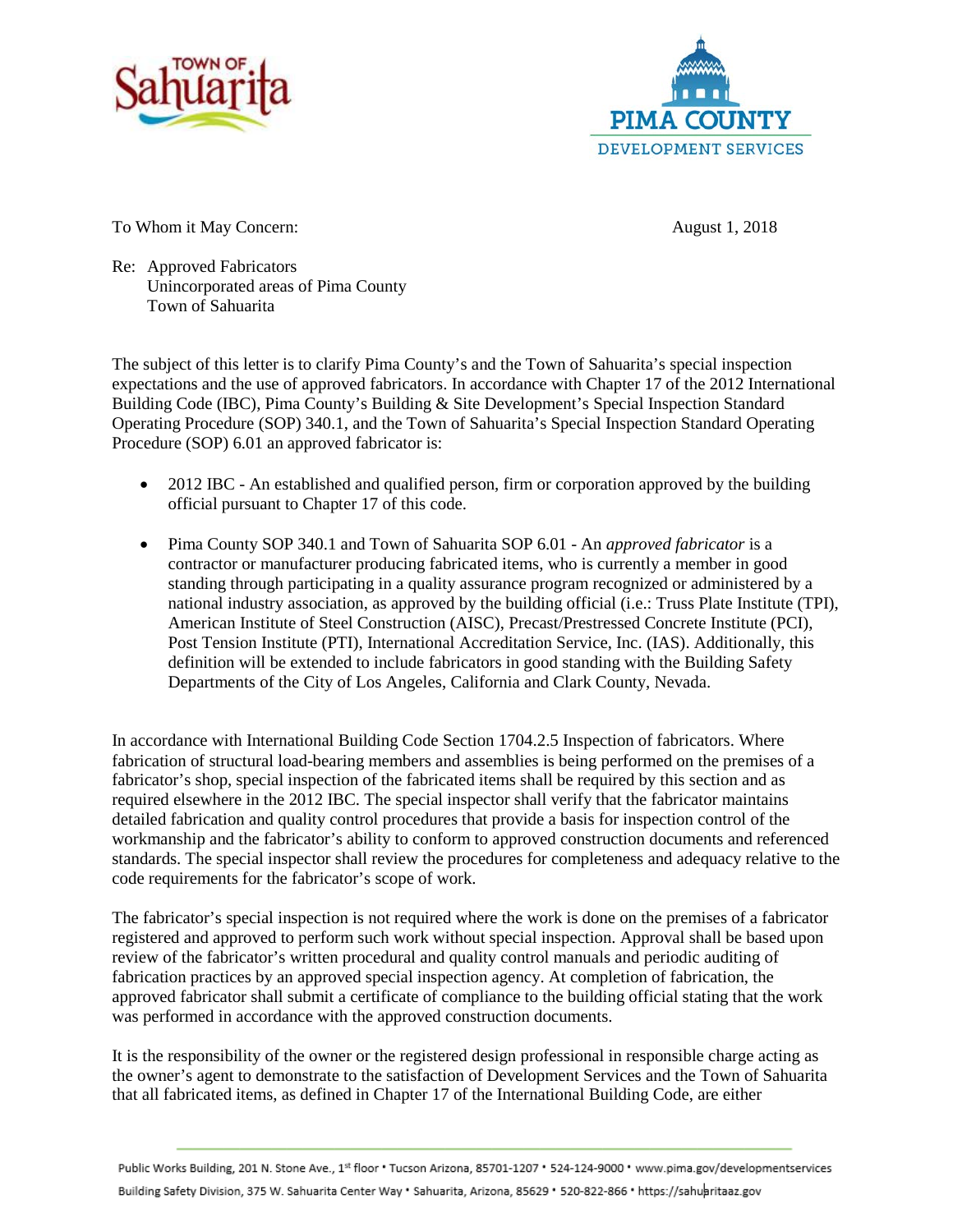TOWN OF Sahuarita

PIMA COUNTY DEVELOPMENT SERVICES

To Whom it May Concern: August 1, 2018

Re: Approved Fabricators
Unincorporated areas of Pima County
Town of Sahuarita

The subject of this letter is to clarify Pima County's and the Town of Sahuarita's special inspection expectations and the use of approved fabricators. In accordance with Chapter 17 of the 2012 International Building Code (IBC), Pima County's Building & Site Development's Special Inspection Standard Operating Procedure (SOP) 340.1, and the Town of Sahuarita's Special Inspection Standard Operating Procedure (SOP) 6.01 an approved fabricator is:

- 2012 IBC - An established and qualified person, firm or corporation approved by the building official pursuant to Chapter 17 of this code.
- Pima County SOP 340.1 and Town of Sahuarita SOP 6.01 - An *approved fabricator* is a contractor or manufacturer producing fabricated items, who is currently a member in good standing through participating in a quality assurance program recognized or administered by a national industry association, as approved by the building official (i.e.: Truss Plate Institute (TPI), American Institute of Steel Construction (AISC), Precast/Prestressed Concrete Institute (PCI), Post Tension Institute (PTI), International Accreditation Service, Inc. (IAS). Additionally, this definition will be extended to include fabricators in good standing with the Building Safety Departments of the City of Los Angeles, California and Clark County, Nevada.

In accordance with International Building Code Section 1704.2.5 Inspection of fabricators. Where fabrication of structural load-bearing members and assemblies is being performed on the premises of a fabricator's shop, special inspection of the fabricated items shall be required by this section and as required elsewhere in the 2012 IBC. The special inspector shall verify that the fabricator maintains detailed fabrication and quality control procedures that provide a basis for inspection control of the workmanship and the fabricator's ability to conform to approved construction documents and referenced standards. The special inspector shall review the procedures for completeness and adequacy relative to the code requirements for the fabricator's scope of work.

The fabricator's special inspection is not required where the work is done on the premises of a fabricator registered and approved to perform such work without special inspection. Approval shall be based upon review of the fabricator's written procedural and quality control manuals and periodic auditing of fabrication practices by an approved special inspection agency. At completion of fabrication, the approved fabricator shall submit a certificate of compliance to the building official stating that the work was performed in accordance with the approved construction documents.

It is the responsibility of the owner or the registered design professional in responsible charge acting as the owner's agent to demonstrate to the satisfaction of Development Services and the Town of Sahuarita that all fabricated items, as defined in Chapter 17 of the International Building Code, are either

Public Works Building, 201 N. Stone Ave., 1st floor • Tucson Arizona, 85701-1207 • 524-124-9000 • www.pima.gov/developmentservices
Building Safety Division, 375 W. Sahuarita Center Way • Sahuarita, Arizona, 85629 • 520-822-866 • https://sahuaritaaz.gov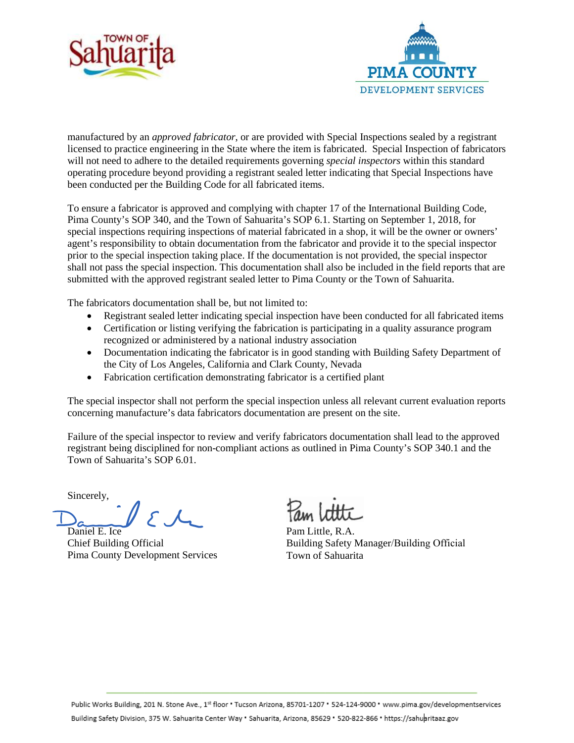manufactured by an *approved fabricator*, or are provided with Special Inspections sealed by a registrant licensed to practice engineering in the State where the item is fabricated. Special Inspection of fabricators will not need to adhere to the detailed requirements governing *special inspectors* within this standard operating procedure beyond providing a registrant sealed letter indicating that Special Inspections have been conducted per the Building Code for all fabricated items.

To ensure a fabricator is approved and complying with chapter 17 of the International Building Code, Pima County's SOP 340, and the Town of Sahuarita's SOP 6.1. Starting on September 1, 2018, for special inspections requiring inspections of material fabricated in a shop, it will be the owner or owners' agent's responsibility to obtain documentation from the fabricator and provide it to the special inspector prior to the special inspection taking place. If the documentation is not provided, the special inspector shall not pass the special inspection. This documentation shall also be included in the field reports that are submitted with the approved registrant sealed letter to Pima County or the Town of Sahuarita.

The fabricators documentation shall be, but not limited to:

- Registrant sealed letter indicating special inspection have been conducted for all fabricated items
- Certification or listing verifying the fabrication is participating in a quality assurance program recognized or administered by a national industry association
- Documentation indicating the fabricator is in good standing with Building Safety Department of the City of Los Angeles, California and Clark County, Nevada
- Fabrication certification demonstrating fabricator is a certified plant

The special inspector shall not perform the special inspection unless all relevant current evaluation reports concerning manufacture's data fabricators documentation are present on the site.

Failure of the special inspector to review and verify fabricators documentation shall lead to the approved registrant being disciplined for non-compliant actions as outlined in Pima County's SOP 340.1 and the Town of Sahuarita's SOP 6.01.

Sincerely,

Daniel E. Ice
Chief Building Official
Pima County Development Services

Pam Little, R.A.
Building Safety Manager/Building Official
Town of Sahuarita

Public Works Building, 201 N. Stone Ave., 1st floor • Tucson Arizona, 85701-1207 • 524-124-9000 • www.pima.gov/developmentservices

Building Safety Division, 375 W. Sahuarita Center Way • Sahuarita, Arizona, 85629 • 520-822-866 • https://sahuaritaaz.gov